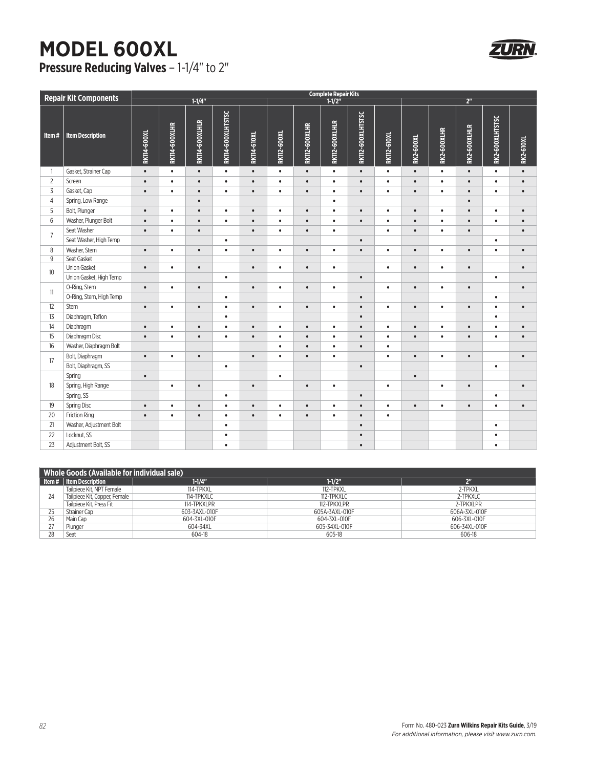# MODEL 600XL

## Pressure Reducing Valves – 1-1/4" to 2"

| Repair Kit Components | | Complete Repair Kits | | | | | | | | | | | | | | |
|---|---|---|---|---|---|---|---|---|---|---|---|---|---|---|---|---|
| | | 1-1/4" | | | | | 1-1/2" | | | | | 2" | | | | |
| Item # | Item Description | RK114-600XL | RK114-600XLHR | RK114-600XLHLR | RK114-600XLHTSTSC | RK114-610XL | RK112-600XL | RK112-600XLHR | RK112-600XLHLR | RK112-600XLHTSTSC | RK112-610XL | RK2-600XL | RK2-600XLHR | RK2-600XLHLR | RK2-600XLHTSTSC | RK2-610XL |
| 1 | Gasket, Strainer Cap | • | • | • | • | • | • | • | • | • | • | • | • | • | • | • |
| 2 | Screen | • | • | • | • | • | • | • | • | • | • | • | • | • | • | • |
| 3 | Gasket, Cap | • | • | • | • | • | • | • | • | • | • | • | • | • | • | • |
| 4 | Spring, Low Range | | | • | | | | | • | | | | | • | | |
| 5 | Bolt, Plunger | • | • | • | • | • | • | • | • | • | • | • | • | • | • | • |
| 6 | Washer, Plunger Bolt | • | • | • | • | • | • | • | • | • | • | • | • | • | • | • |
| 7 | Seat Washer | • | • | • | | • | • | • | • | | • | • | • | • | | • |
| | Seat Washer, High Temp | | | | • | | | | | • | | | | | • | |
| 8 | Washer, Stem | • | • | • | • | • | • | • | • | • | • | • | • | • | • | • |
| 9 | Seat Gasket | | | | | | | | | | | | | | | |
| 10 | Union Gasket | • | • | • | | • | • | • | • | | • | • | • | • | | • |
| | Union Gasket, High Temp | | | | • | | | | | • | | | | | • | |
| 11 | O-Ring, Stem | • | • | • | | • | • | • | • | | • | • | • | • | | • |
| | O-Ring, Stem, High Temp | | | | • | | | | | • | | | | | • | |
| 12 | Stem | • | • | • | • | • | • | • | • | • | • | • | • | • | • | • |
| 13 | Diaphragm, Teflon | | | | • | | | | | • | | | | | • | |
| 14 | Diaphragm | • | • | • | • | • | • | • | • | • | • | • | • | • | • | • |
| 15 | Diaphragm Disc | • | • | • | • | • | • | • | • | • | • | • | • | • | • | • |
| 16 | Washer, Diaphragm Bolt | | | | | | • | • | • | • | • | | | | | |
| 17 | Bolt, Diaphragm | • | • | • | | • | • | • | • | | • | • | • | • | | • |
| | Bolt, Diaphragm, SS | | | | • | | | | | • | | | | | • | |
| 18 | Spring | • | | | | | • | | | | | • | | | | |
| | Spring, High Range | | • | • | | • | | • | • | | • | | • | • | | • |
| | Spring, SS | | | | • | | | | | • | | | | | • | |
| 19 | Spring Disc | • | • | • | • | • | • | • | • | • | • | • | • | • | • | • |
| 20 | Friction Ring | • | • | • | • | • | • | • | • | • | • | | | | | |
| 21 | Washer, Adjustment Bolt | | | | • | | | | | • | | | | | • | |
| 22 | Locknut, SS | | | | • | | | | | • | | | | | • | |
| 23 | Adjustment Bolt, SS | | | | • | | | | | • | | | | | • | |

| Whole Goods (Available for individual sale) | | | | |
|---|---|---|---|---|
| Item # | Item Description | 1-1/4" | 1-1/2" | 2" |
| 24 | Tailpiece Kit, NPT Female | 114-TPKXL | 112-TPKXL | 2-TPKXL |
| | Tailpiece Kit, Copper, Female | 114-TPKXLC | 112-TPKXLC | 2-TPKXLC |
| | Tailpiece Kit, Press Fit | 114-TPKXLPR | 112-TPKXLPR | 2-TPKXLPR |
| 25 | Strainer Cap | 603-3AXL-010F | 605A-3AXL-010F | 606A-3XL-010F |
| 26 | Main Cap | 604-3XL-010F | 604-3XL-010F | 606-3XL-010F |
| 27 | Plunger | 604-34XL | 605-34XL-010F | 606-34XL-010F |
| 28 | Seat | 604-18 | 605-18 | 606-18 |

Form No. 480-023 **Zurn Wilkins Repair Kits Guide**, 3/19
*For additional information, please visit www.zurn.com.*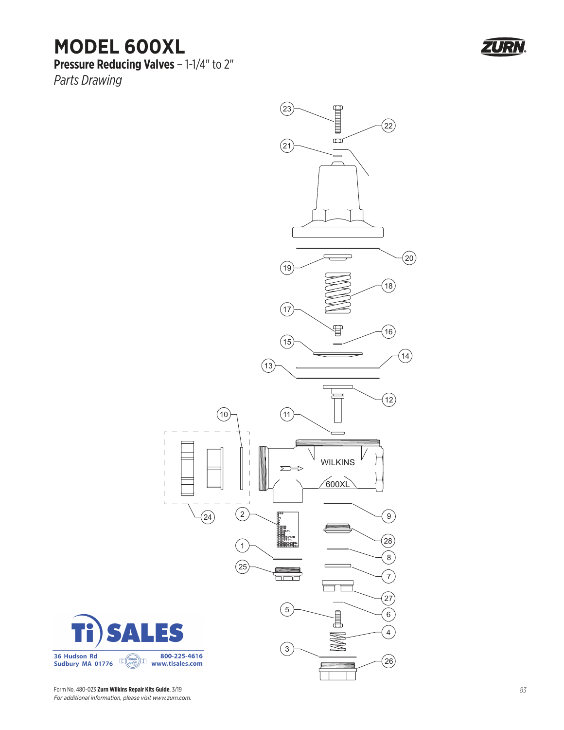# MODEL 600XL

**Pressure Reducing Valves** – 1-1/4" to 2"

*Parts Drawing*

23
22
21
20
19
18
17
16
15
14
13
12
11
10
WILKINS
600XL
24
2
1
25
9
28
8
7
27
5
6
4
3
26

36 Hudson Rd
Sudbury MA 01776
800-225-4616
www.tisales.com

Form No. 480-023 **Zurn Wilkins Repair Kits Guide**, 3/19
*For additional information, please visit www.zurn.com.*